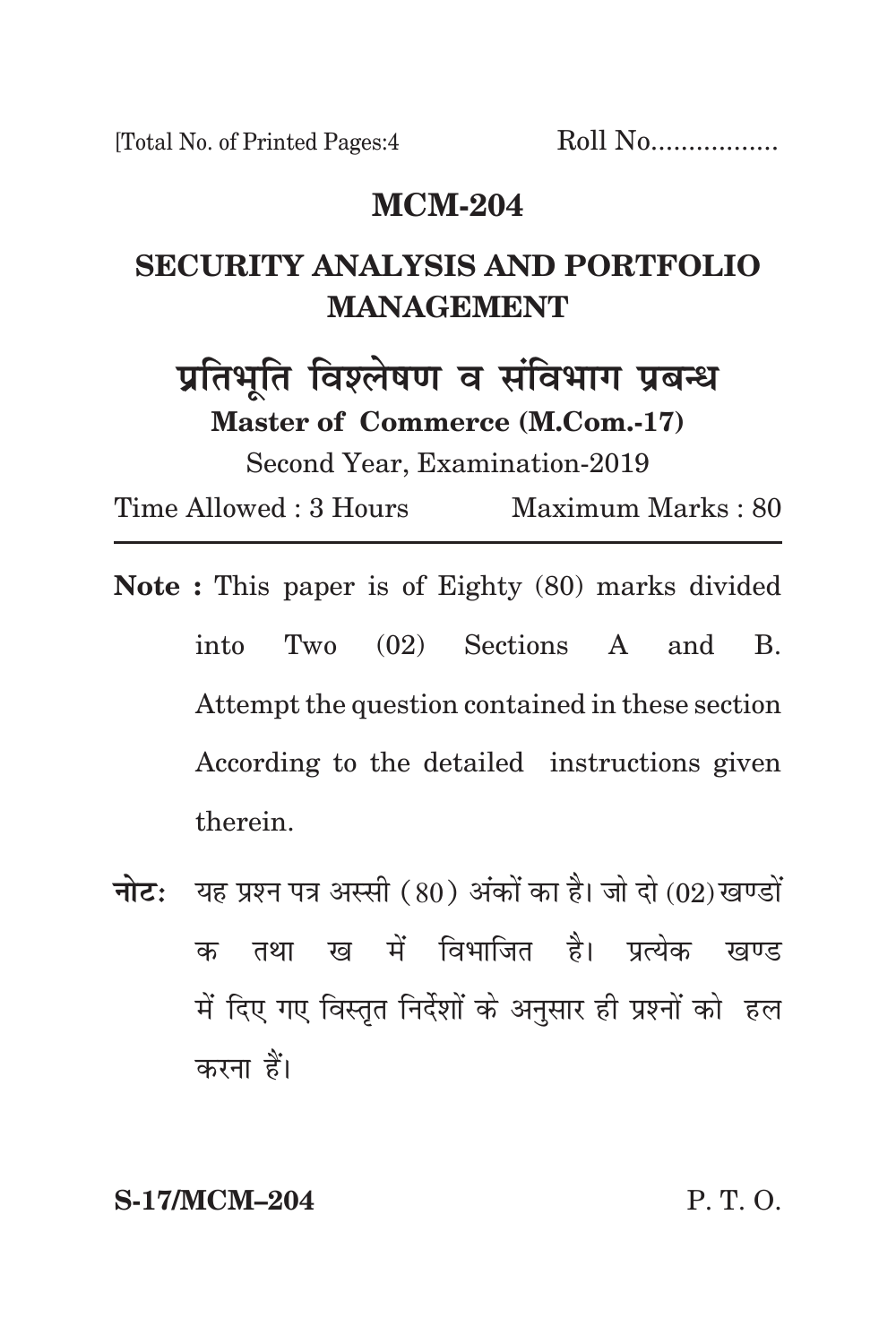[Total No. of Printed Pages:4 Roll No.................

# MCM-204

## SECURITY ANALYSIS AND PORTFOLIO MANAGEMENT

## प्रतिभूति विश्लेषण व संविभाग प्रबन्ध

**Master of Commerce (M.Com.-17)**

Second Year, Examination-2019

Time Allowed : 3 Hours Maximum Marks : 80

---

**Note :** This paper is of Eighty (80) marks divided into Two (02) Sections A and B. Attempt the question contained in these section According to the detailed instructions given therein.

**नोटः** यह प्रश्न पत्र अस्सी (80) अंकों का है। जो दो (02) खण्डों क तथा ख में विभाजित है। प्रत्येक खण्ड में दिए गए विस्तृत निर्देशों के अनुसार ही प्रश्नों को हल करना हैं।

**S-17/MCM–204** P. T. O.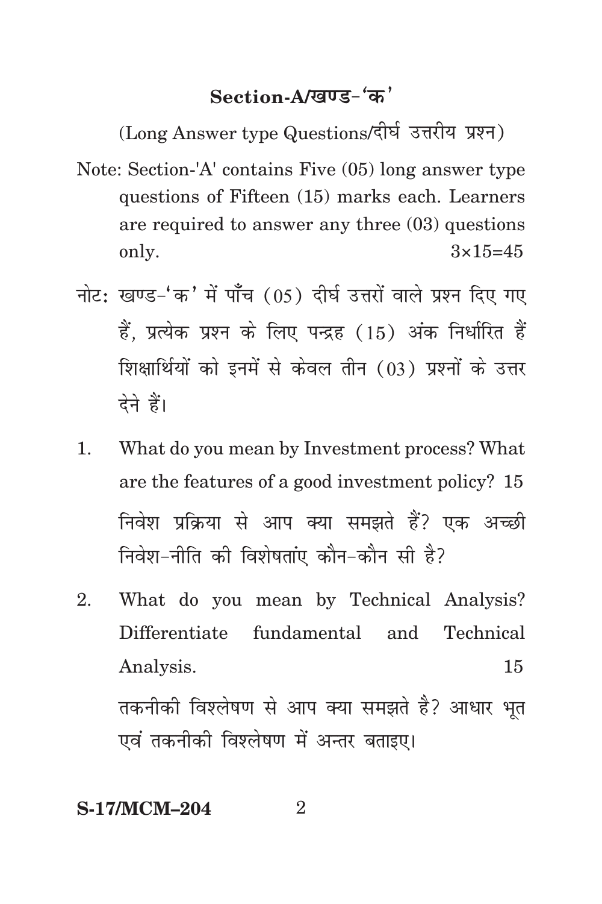## Section-A/खण्ड-'क'

(Long Answer type Questions/दीर्घ उत्तरीय प्रश्न)

Note: Section-'A' contains Five (05) long answer type questions of Fifteen (15) marks each. Learners are required to answer any three (03) questions only. 3×15=45

नोट: खण्ड-'क' में पाँच (05) दीर्घ उत्तरों वाले प्रश्न दिए गए हैं, प्रत्येक प्रश्न के लिए पन्द्रह (15) अंक निर्धारित हैं शिक्षार्थियों को इनमें से केवल तीन (03) प्रश्नों के उत्तर देने हैं।

1. What do you mean by Investment process? What are the features of a good investment policy? 15

   निवेश प्रक्रिया से आप क्या समझते हैं? एक अच्छी निवेश-नीति की विशेषताएं कौन-कौन सी है?

2. What do you mean by Technical Analysis? Differentiate fundamental and Technical Analysis. 15

   तकनीकी विश्लेषण से आप क्या समझते है? आधार भूत एवं तकनीकी विश्लेषण में अन्तर बताइए।

S-17/MCM–204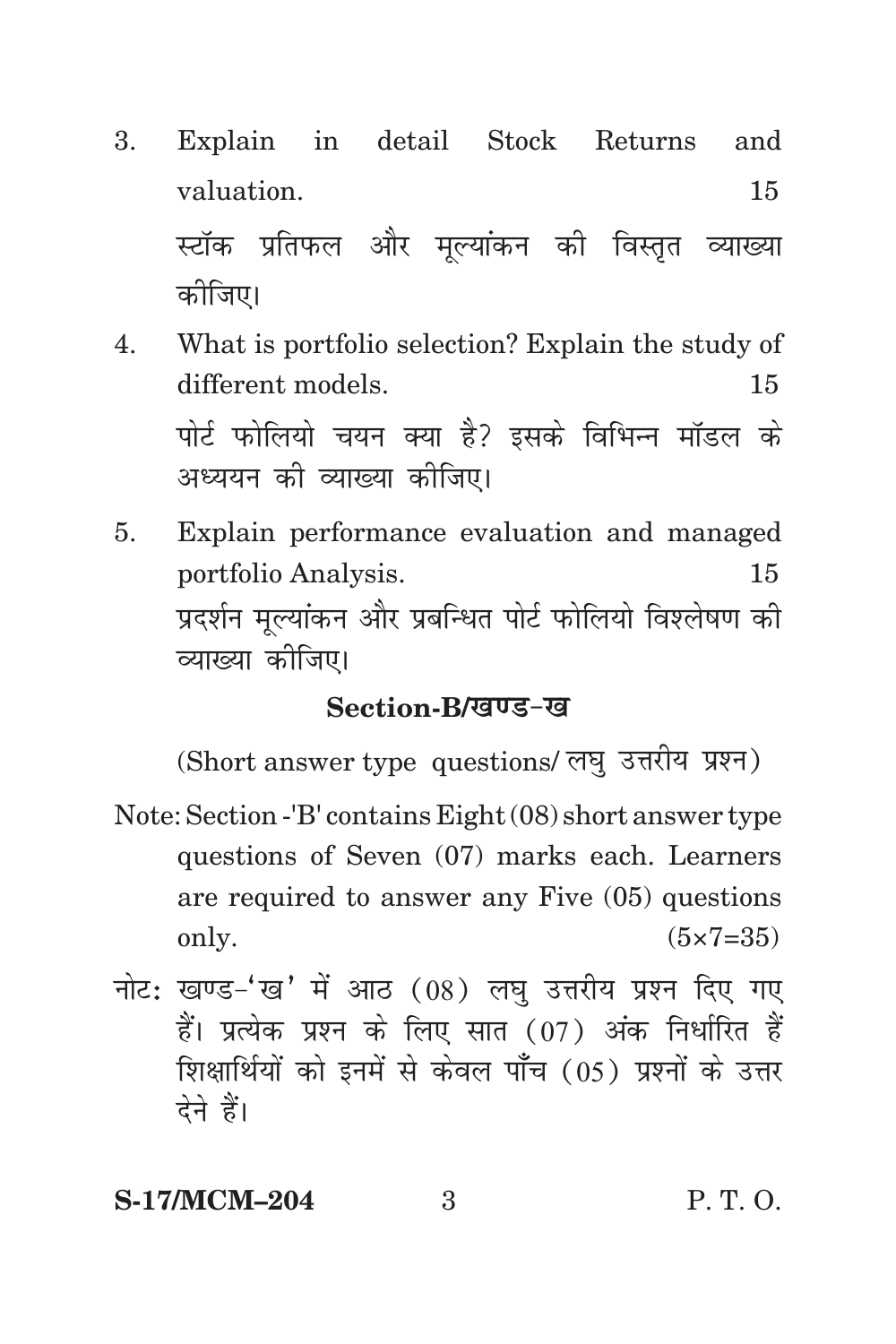3. Explain in detail Stock Returns and valuation. 15

   स्टॉक प्रतिफल और मूल्यांकन की विस्तृत व्याख्या कीजिए।

4. What is portfolio selection? Explain the study of different models. 15

   पोर्ट फोलियो चयन क्या है? इसके विभिन्न मॉडल के अध्ययन की व्याख्या कीजिए।

5. Explain performance evaluation and managed portfolio Analysis. 15

   प्रदर्शन मूल्यांकन और प्रबन्धित पोर्ट फोलियो विश्लेषण की व्याख्या कीजिए।

## Section-B/खण्ड-ख

(Short answer type questions/ लघु उत्तरीय प्रश्न)

Note: Section -'B' contains Eight (08) short answer type questions of Seven (07) marks each. Learners are required to answer any Five (05) questions only. (5×7=35)

नोट: खण्ड-'ख' में आठ (08) लघु उत्तरीय प्रश्न दिए गए हैं। प्रत्येक प्रश्न के लिए सात (07) अंक निर्धारित हैं शिक्षार्थियों को इनमें से केवल पाँच (05) प्रश्नों के उत्तर देने हैं।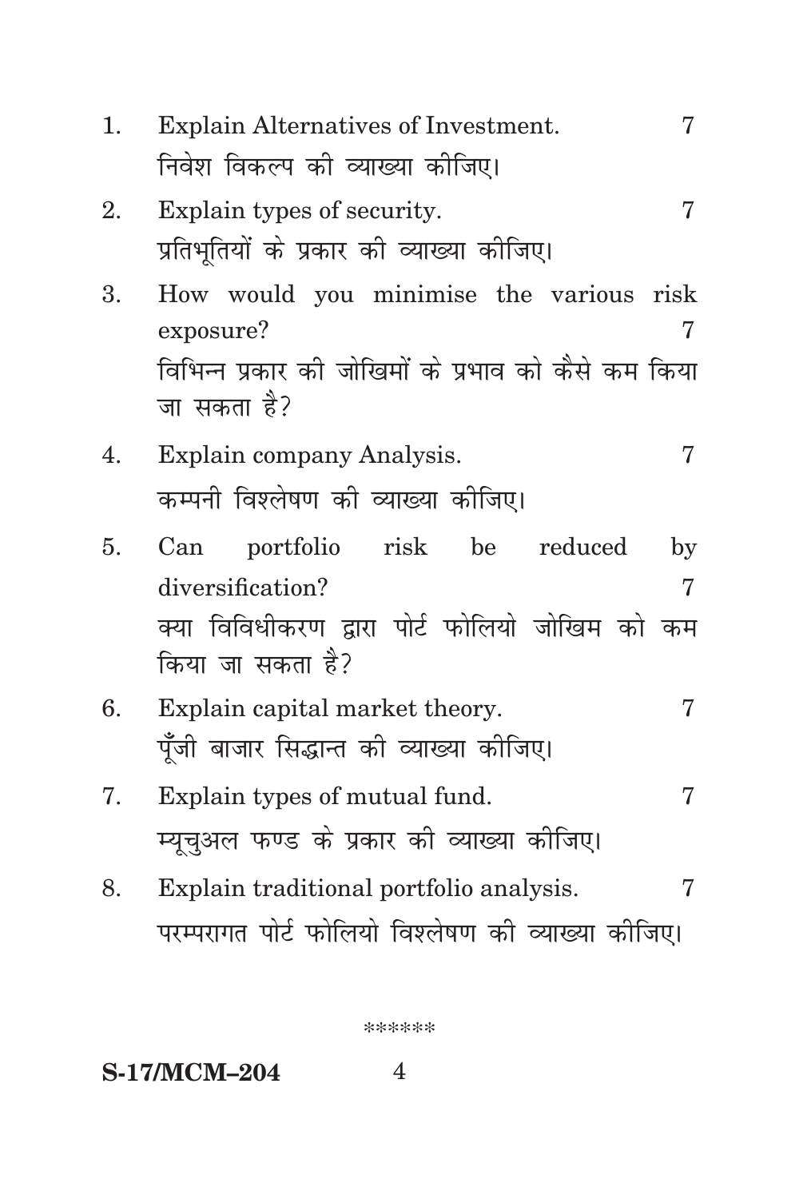1. Explain Alternatives of Investment. 7

   निवेश विकल्प की व्याख्या कीजिए।

2. Explain types of security. 7

   प्रतिभूतियों के प्रकार की व्याख्या कीजिए।

3. How would you minimise the various risk exposure? 7

   विभिन्न प्रकार की जोखिमों के प्रभाव को कैसे कम किया जा सकता है?

4. Explain company Analysis. 7

   कम्पनी विश्लेषण की व्याख्या कीजिए।

5. Can portfolio risk be reduced by diversification? 7

   क्या विविधीकरण द्वारा पोर्ट फोलियो जोखिम को कम किया जा सकता है?

6. Explain capital market theory. 7

   पूँजी बाजार सिद्धान्त की व्याख्या कीजिए।

7. Explain types of mutual fund. 7

   म्यूचुअल फण्ड के प्रकार की व्याख्या कीजिए।

8. Explain traditional portfolio analysis. 7

   परम्परागत पोर्ट फोलियो विश्लेषण की व्याख्या कीजिए।

******